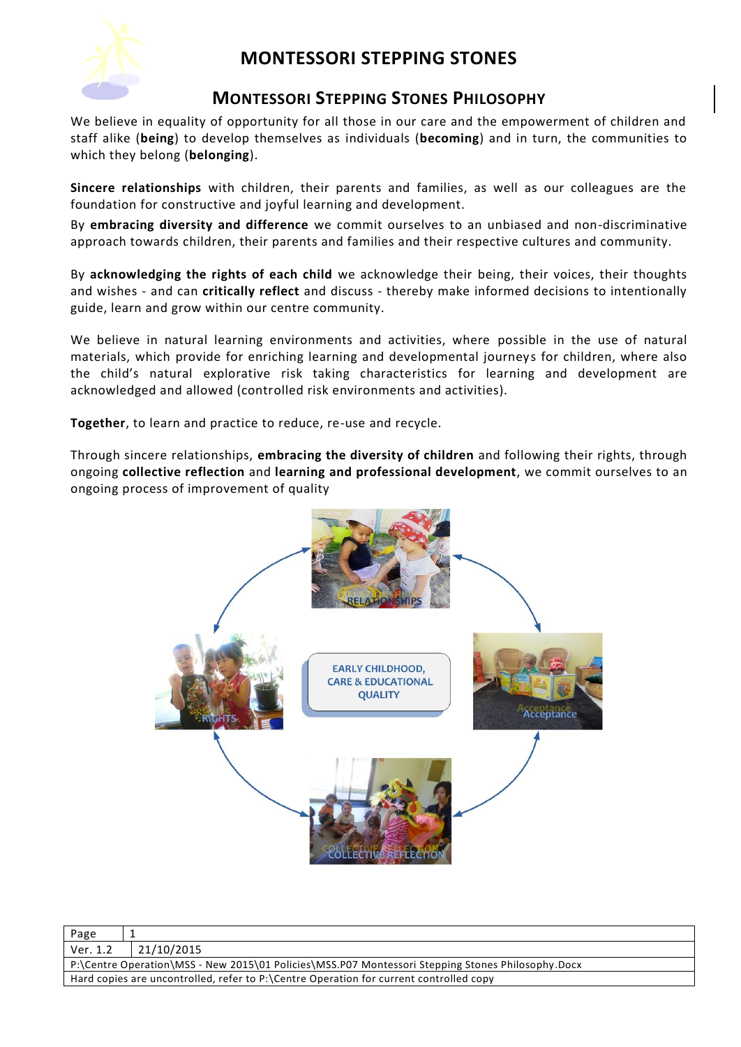# MONTESSORI STEPPING STONES

## MONTESSORI STEPPING STONES PHILOSOPHY

We believe in equality of opportunity for all those in our care and the empowerment of children and staff alike (**being**) to develop themselves as individuals (**becoming**) and in turn, the communities to which they belong (**belonging**).

**Sincere relationships** with children, their parents and families, as well as our colleagues are the foundation for constructive and joyful learning and development.

By **embracing diversity and difference** we commit ourselves to an unbiased and non-discriminative approach towards children, their parents and families and their respective cultures and community.

By **acknowledging the rights of each child** we acknowledge their being, their voices, their thoughts and wishes - and can **critically reflect** and discuss - thereby make informed decisions to intentionally guide, learn and grow within our centre community.

We believe in natural learning environments and activities, where possible in the use of natural materials, which provide for enriching learning and developmental journeys for children, where also the child's natural explorative risk taking characteristics for learning and development are acknowledged and allowed (controlled risk environments and activities).

**Together**, to learn and practice to reduce, re-use and recycle.

Through sincere relationships, **embracing the diversity of children** and following their rights, through ongoing **collective reflection** and **learning and professional development**, we commit ourselves to an ongoing process of improvement of quality

RELATIONSHIPS

RIGHTS

EARLY CHILDHOOD, CARE & EDUCATIONAL QUALITY

Acceptance

COLLECTIVE REFLECTION

| Page | 1 |
|---|---|
| Ver. 1.2 | 21/10/2015 |
| P:\Centre Operation\MSS - New 2015\01 Policies\MSS.P07 Montessori Stepping Stones Philosophy.Docx | |
| Hard copies are uncontrolled, refer to P:\Centre Operation for current controlled copy | |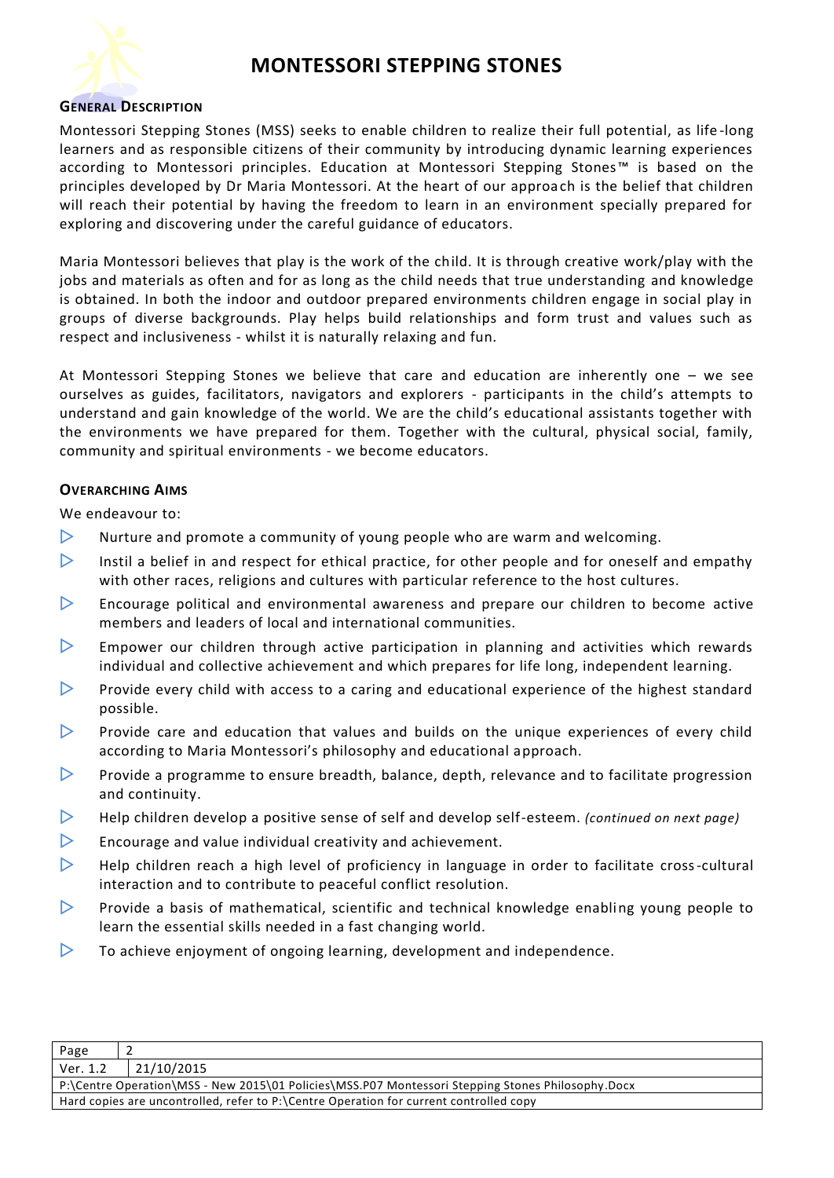# MONTESSORI STEPPING STONES

## General Description

Montessori Stepping Stones (MSS) seeks to enable children to realize their full potential, as life-long learners and as responsible citizens of their community by introducing dynamic learning experiences according to Montessori principles. Education at Montessori Stepping Stones™ is based on the principles developed by Dr Maria Montessori. At the heart of our approach is the belief that children will reach their potential by having the freedom to learn in an environment specially prepared for exploring and discovering under the careful guidance of educators.

Maria Montessori believes that play is the work of the child. It is through creative work/play with the jobs and materials as often and for as long as the child needs that true understanding and knowledge is obtained. In both the indoor and outdoor prepared environments children engage in social play in groups of diverse backgrounds. Play helps build relationships and form trust and values such as respect and inclusiveness - whilst it is naturally relaxing and fun.

At Montessori Stepping Stones we believe that care and education are inherently one – we see ourselves as guides, facilitators, navigators and explorers - participants in the child's attempts to understand and gain knowledge of the world. We are the child's educational assistants together with the environments we have prepared for them. Together with the cultural, physical social, family, community and spiritual environments - we become educators.

## Overarching Aims

We endeavour to:

- Nurture and promote a community of young people who are warm and welcoming.
- Instil a belief in and respect for ethical practice, for other people and for oneself and empathy with other races, religions and cultures with particular reference to the host cultures.
- Encourage political and environmental awareness and prepare our children to become active members and leaders of local and international communities.
- Empower our children through active participation in planning and activities which rewards individual and collective achievement and which prepares for life long, independent learning.
- Provide every child with access to a caring and educational experience of the highest standard possible.
- Provide care and education that values and builds on the unique experiences of every child according to Maria Montessori's philosophy and educational approach.
- Provide a programme to ensure breadth, balance, depth, relevance and to facilitate progression and continuity.
- Help children develop a positive sense of self and develop self-esteem. *(continued on next page)*
- Encourage and value individual creativity and achievement.
- Help children reach a high level of proficiency in language in order to facilitate cross-cultural interaction and to contribute to peaceful conflict resolution.
- Provide a basis of mathematical, scientific and technical knowledge enabling young people to learn the essential skills needed in a fast changing world.
- To achieve enjoyment of ongoing learning, development and independence.

| Page | 2 |
|---|---|
| Ver. 1.2 | 21/10/2015 |
| P:\Centre Operation\MSS - New 2015\01 Policies\MSS.P07 Montessori Stepping Stones Philosophy.Docx | |
| Hard copies are uncontrolled, refer to P:\Centre Operation for current controlled copy | |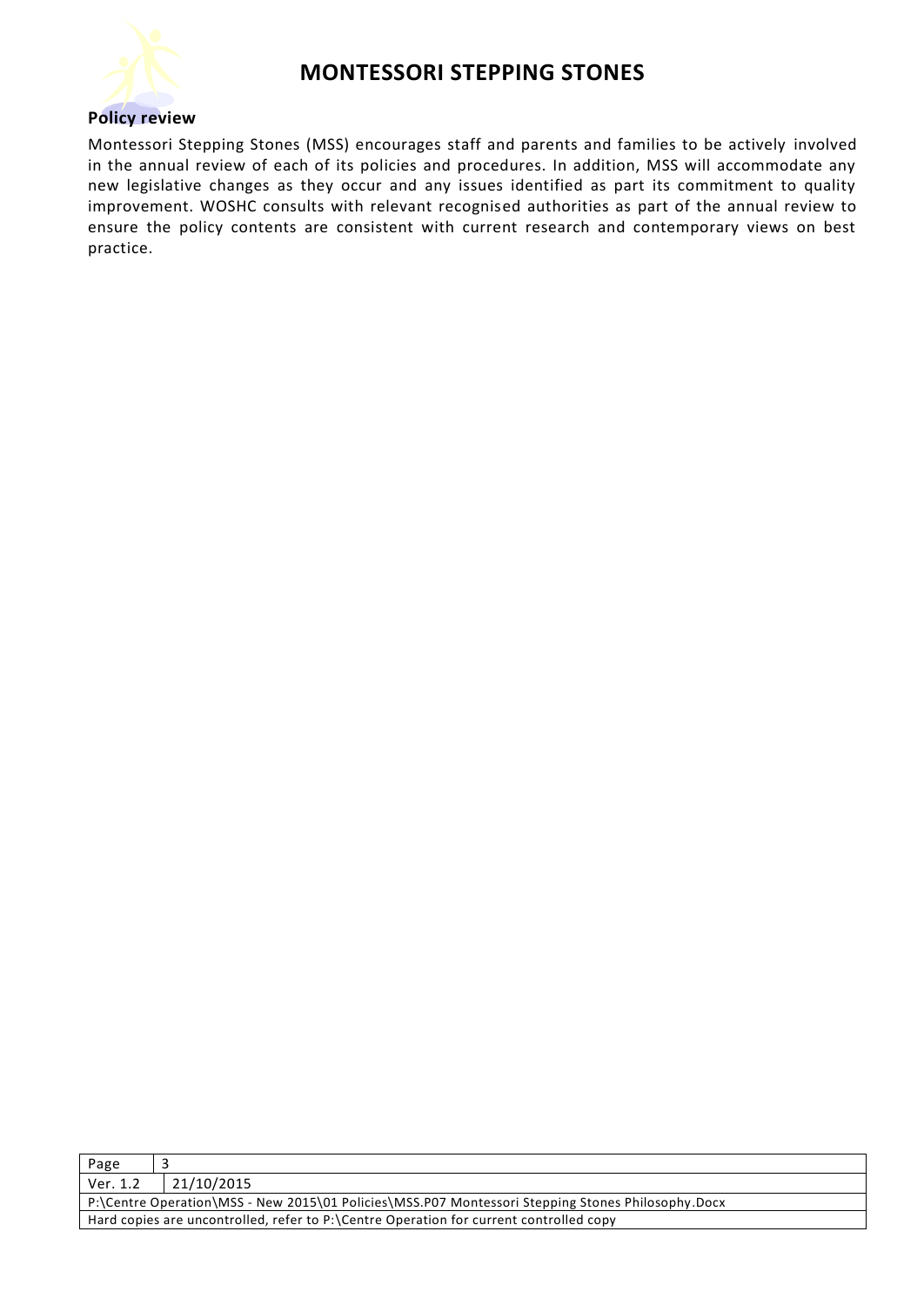## Policy review

Montessori Stepping Stones (MSS) encourages staff and parents and families to be actively involved in the annual review of each of its policies and procedures. In addition, MSS will accommodate any new legislative changes as they occur and any issues identified as part its commitment to quality improvement. WOSHC consults with relevant recognised authorities as part of the annual review to ensure the policy contents are consistent with current research and contemporary views on best practice.